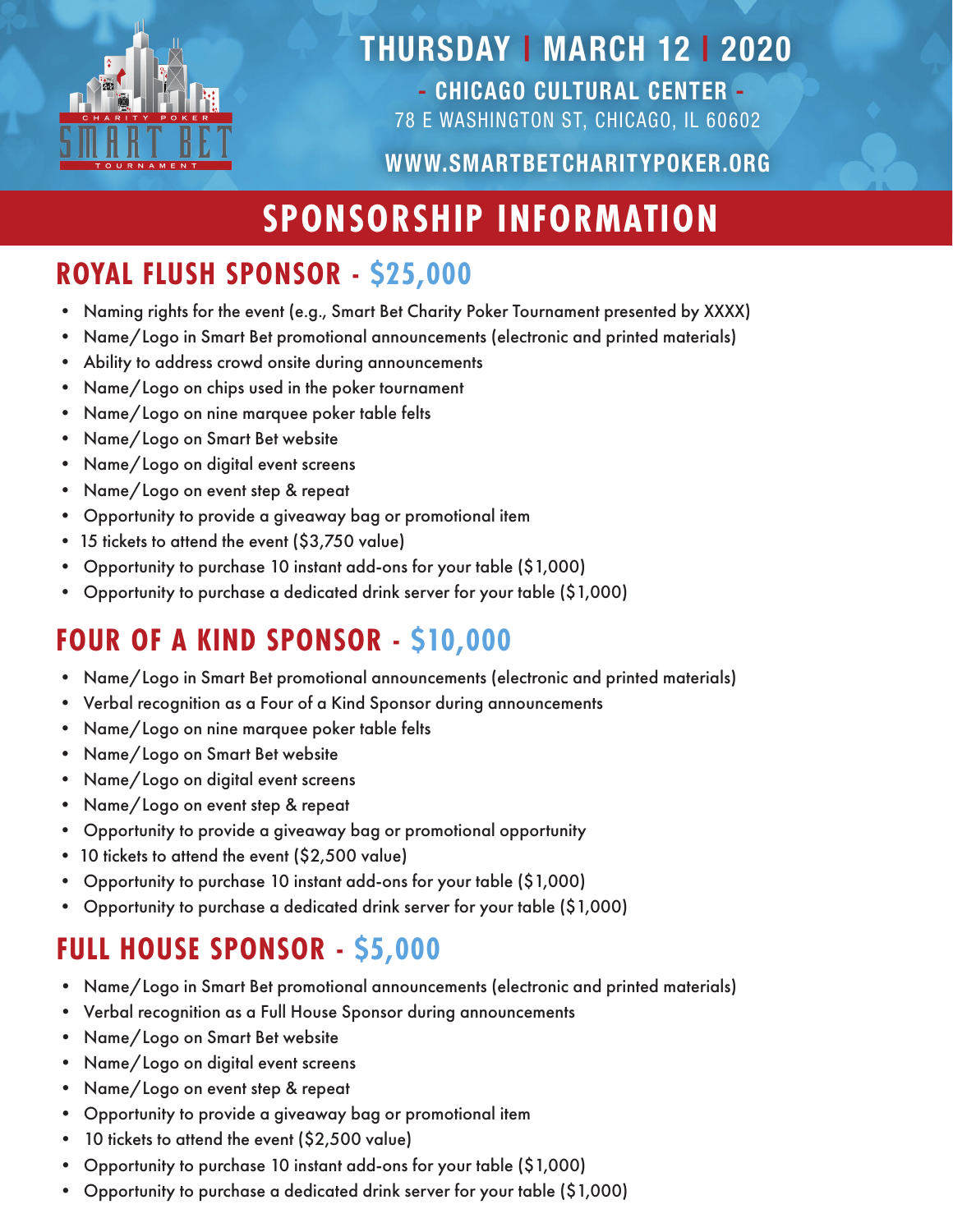THURSDAY | MARCH 12 | 2020

- CHICAGO CULTURAL CENTER -

78 E WASHINGTON ST, CHICAGO, IL 60602

WWW.SMARTBETCHARITYPOKER.ORG

# SPONSORSHIP INFORMATION

## ROYAL FLUSH SPONSOR - $25,000

- Naming rights for the event (e.g., Smart Bet Charity Poker Tournament presented by XXXX)
- Name/Logo in Smart Bet promotional announcements (electronic and printed materials)
- Ability to address crowd onsite during announcements
- Name/Logo on chips used in the poker tournament
- Name/Logo on nine marquee poker table felts
- Name/Logo on Smart Bet website
- Name/Logo on digital event screens
- Name/Logo on event step & repeat
- Opportunity to provide a giveaway bag or promotional item
- 15 tickets to attend the event ($3,750 value)
- Opportunity to purchase 10 instant add-ons for your table ($1,000)
- Opportunity to purchase a dedicated drink server for your table ($1,000)

## FOUR OF A KIND SPONSOR - $10,000

- Name/Logo in Smart Bet promotional announcements (electronic and printed materials)
- Verbal recognition as a Four of a Kind Sponsor during announcements
- Name/Logo on nine marquee poker table felts
- Name/Logo on Smart Bet website
- Name/Logo on digital event screens
- Name/Logo on event step & repeat
- Opportunity to provide a giveaway bag or promotional opportunity
- 10 tickets to attend the event ($2,500 value)
- Opportunity to purchase 10 instant add-ons for your table ($1,000)
- Opportunity to purchase a dedicated drink server for your table ($1,000)

## FULL HOUSE SPONSOR - $5,000

- Name/Logo in Smart Bet promotional announcements (electronic and printed materials)
- Verbal recognition as a Full House Sponsor during announcements
- Name/Logo on Smart Bet website
- Name/Logo on digital event screens
- Name/Logo on event step & repeat
- Opportunity to provide a giveaway bag or promotional item
- 10 tickets to attend the event ($2,500 value)
- Opportunity to purchase 10 instant add-ons for your table ($1,000)
- Opportunity to purchase a dedicated drink server for your table ($1,000)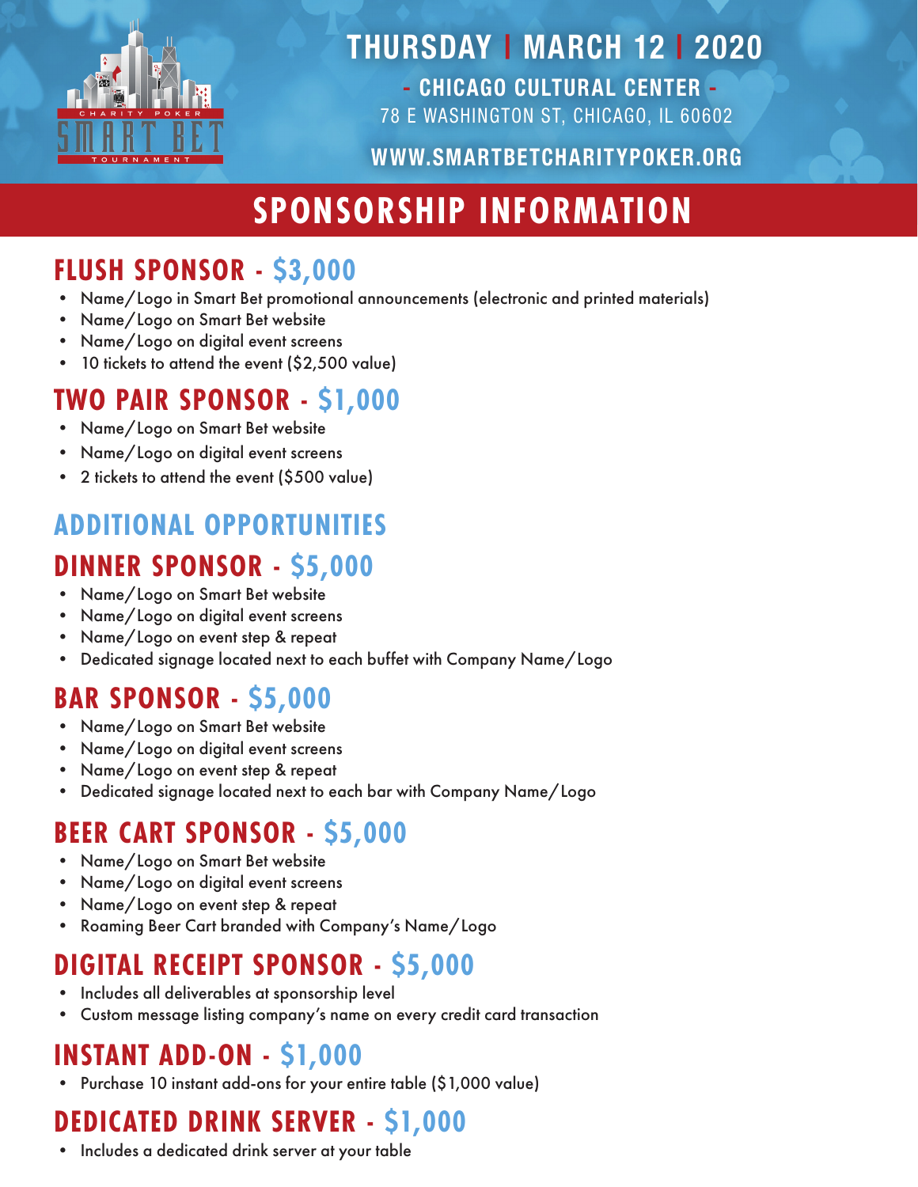**THURSDAY | MARCH 12 | 2020**

**- CHICAGO CULTURAL CENTER -**

78 E WASHINGTON ST, CHICAGO, IL 60602

**WWW.SMARTBETCHARITYPOKER.ORG**

# SPONSORSHIP INFORMATION

## FLUSH SPONSOR - $3,000

- Name/Logo in Smart Bet promotional announcements (electronic and printed materials)
- Name/Logo on Smart Bet website
- Name/Logo on digital event screens
- 10 tickets to attend the event ($2,500 value)

## TWO PAIR SPONSOR - $1,000

- Name/Logo on Smart Bet website
- Name/Logo on digital event screens
- 2 tickets to attend the event ($500 value)

## ADDITIONAL OPPORTUNITIES

## DINNER SPONSOR - $5,000

- Name/Logo on Smart Bet website
- Name/Logo on digital event screens
- Name/Logo on event step & repeat
- Dedicated signage located next to each buffet with Company Name/Logo

## BAR SPONSOR - $5,000

- Name/Logo on Smart Bet website
- Name/Logo on digital event screens
- Name/Logo on event step & repeat
- Dedicated signage located next to each bar with Company Name/Logo

## BEER CART SPONSOR - $5,000

- Name/Logo on Smart Bet website
- Name/Logo on digital event screens
- Name/Logo on event step & repeat
- Roaming Beer Cart branded with Company's Name/Logo

## DIGITAL RECEIPT SPONSOR - $5,000

- Includes all deliverables at sponsorship level
- Custom message listing company's name on every credit card transaction

## INSTANT ADD-ON - $1,000

- Purchase 10 instant add-ons for your entire table ($1,000 value)

## DEDICATED DRINK SERVER - $1,000

- Includes a dedicated drink server at your table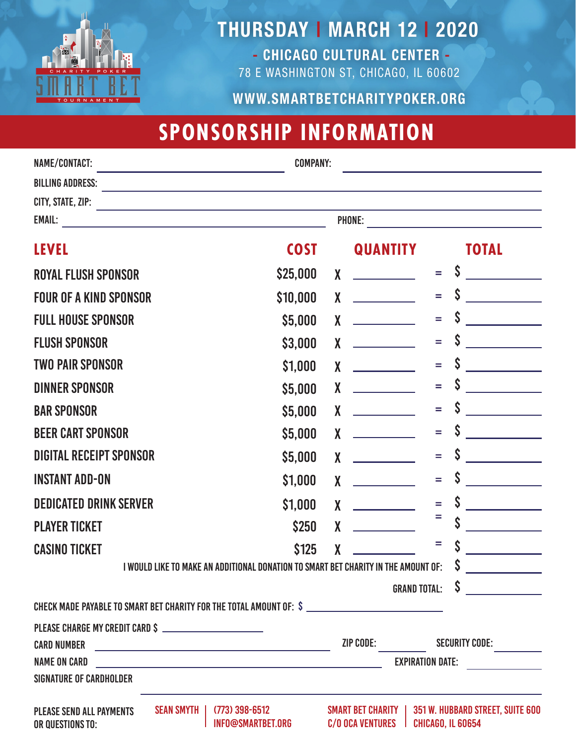CHARITY POKER

SMART BET

TOURNAMENT

# THURSDAY | MARCH 12 | 2020

- CHICAGO CULTURAL CENTER -

78 E WASHINGTON ST, CHICAGO, IL 60602

WWW.SMARTBETCHARITYPOKER.ORG

## SPONSORSHIP INFORMATION

NAME/CONTACT: ______________________ COMPANY: ______________________

BILLING ADDRESS: ______________________

CITY, STATE, ZIP: ______________________

EMAIL: ______________________ PHONE: ______________________

| LEVEL | COST | | QUANTITY | | TOTAL |
|---|---|---|---|---|---|
| ROYAL FLUSH SPONSOR | $25,000 | X | ________ | = | $ ________ |
| FOUR OF A KIND SPONSOR | $10,000 | X | ________ | = | $ ________ |
| FULL HOUSE SPONSOR | $5,000 | X | ________ | = | $ ________ |
| FLUSH SPONSOR | $3,000 | X | ________ | = | $ ________ |
| TWO PAIR SPONSOR | $1,000 | X | ________ | = | $ ________ |
| DINNER SPONSOR | $5,000 | X | ________ | = | $ ________ |
| BAR SPONSOR | $5,000 | X | ________ | = | $ ________ |
| BEER CART SPONSOR | $5,000 | X | ________ | = | $ ________ |
| DIGITAL RECEIPT SPONSOR | $5,000 | X | ________ | = | $ ________ |
| INSTANT ADD-ON | $1,000 | X | ________ | = | $ ________ |
| DEDICATED DRINK SERVER | $1,000 | X | ________ | = | $ ________ |
| PLAYER TICKET | $250 | X | ________ | = | $ ________ |
| CASINO TICKET | $125 | X | ________ | = | $ ________ |

I WOULD LIKE TO MAKE AN ADDITIONAL DONATION TO SMART BET CHARITY IN THE AMOUNT OF: $ ________

GRAND TOTAL: $ ________

CHECK MADE PAYABLE TO SMART BET CHARITY FOR THE TOTAL AMOUNT OF: $ ______________________

PLEASE CHARGE MY CREDIT CARD $ ______________

CARD NUMBER ______________________ ZIP CODE: ________ SECURITY CODE: ________

NAME ON CARD ______________________ EXPIRATION DATE: ________

SIGNATURE OF CARDHOLDER ______________________

PLEASE SEND ALL PAYMENTS OR QUESTIONS TO:

SEAN SMYTH | (773) 398-6512 | INFO@SMARTBET.ORG

SMART BET CHARITY C/O OCA VENTURES | 351 W. HUBBARD STREET, SUITE 600 CHICAGO, IL 60654